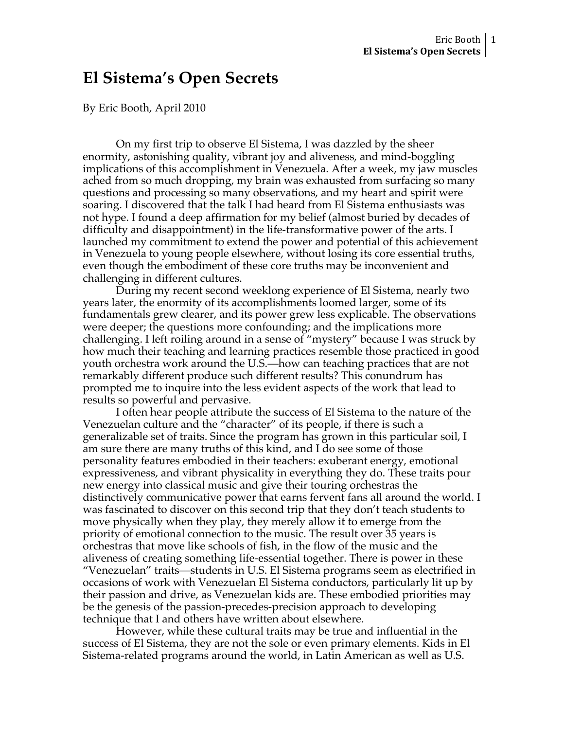# El Sistema's Open Secrets

By Eric Booth, April 2010

On my first trip to observe El Sistema, I was dazzled by the sheer enormity, astonishing quality, vibrant joy and aliveness, and mind-boggling implications of this accomplishment in Venezuela. After a week, my jaw muscles ached from so much dropping, my brain was exhausted from surfacing so many questions and processing so many observations, and my heart and spirit were soaring. I discovered that the talk I had heard from El Sistema enthusiasts was not hype. I found a deep affirmation for my belief (almost buried by decades of difficulty and disappointment) in the life-transformative power of the arts. I launched my commitment to extend the power and potential of this achievement in Venezuela to young people elsewhere, without losing its core essential truths, even though the embodiment of these core truths may be inconvenient and challenging in different cultures.

During my recent second weeklong experience of El Sistema, nearly two years later, the enormity of its accomplishments loomed larger, some of its fundamentals grew clearer, and its power grew less explicable. The observations were deeper; the questions more confounding; and the implications more challenging. I left roiling around in a sense of "mystery" because I was struck by how much their teaching and learning practices resemble those practiced in good youth orchestra work around the U.S.—how can teaching practices that are not remarkably different produce such different results? This conundrum has prompted me to inquire into the less evident aspects of the work that lead to results so powerful and pervasive.

I often hear people attribute the success of El Sistema to the nature of the Venezuelan culture and the "character" of its people, if there is such a generalizable set of traits. Since the program has grown in this particular soil, I am sure there are many truths of this kind, and I do see some of those personality features embodied in their teachers: exuberant energy, emotional expressiveness, and vibrant physicality in everything they do. These traits pour new energy into classical music and give their touring orchestras the distinctively communicative power that earns fervent fans all around the world. I was fascinated to discover on this second trip that they don't teach students to move physically when they play, they merely allow it to emerge from the priority of emotional connection to the music. The result over 35 years is orchestras that move like schools of fish, in the flow of the music and the aliveness of creating something life-essential together. There is power in these "Venezuelan" traits—students in U.S. El Sistema programs seem as electrified in occasions of work with Venezuelan El Sistema conductors, particularly lit up by their passion and drive, as Venezuelan kids are. These embodied priorities may be the genesis of the passion-precedes-precision approach to developing technique that I and others have written about elsewhere.

However, while these cultural traits may be true and influential in the success of El Sistema, they are not the sole or even primary elements. Kids in El Sistema-related programs around the world, in Latin American as well as U.S.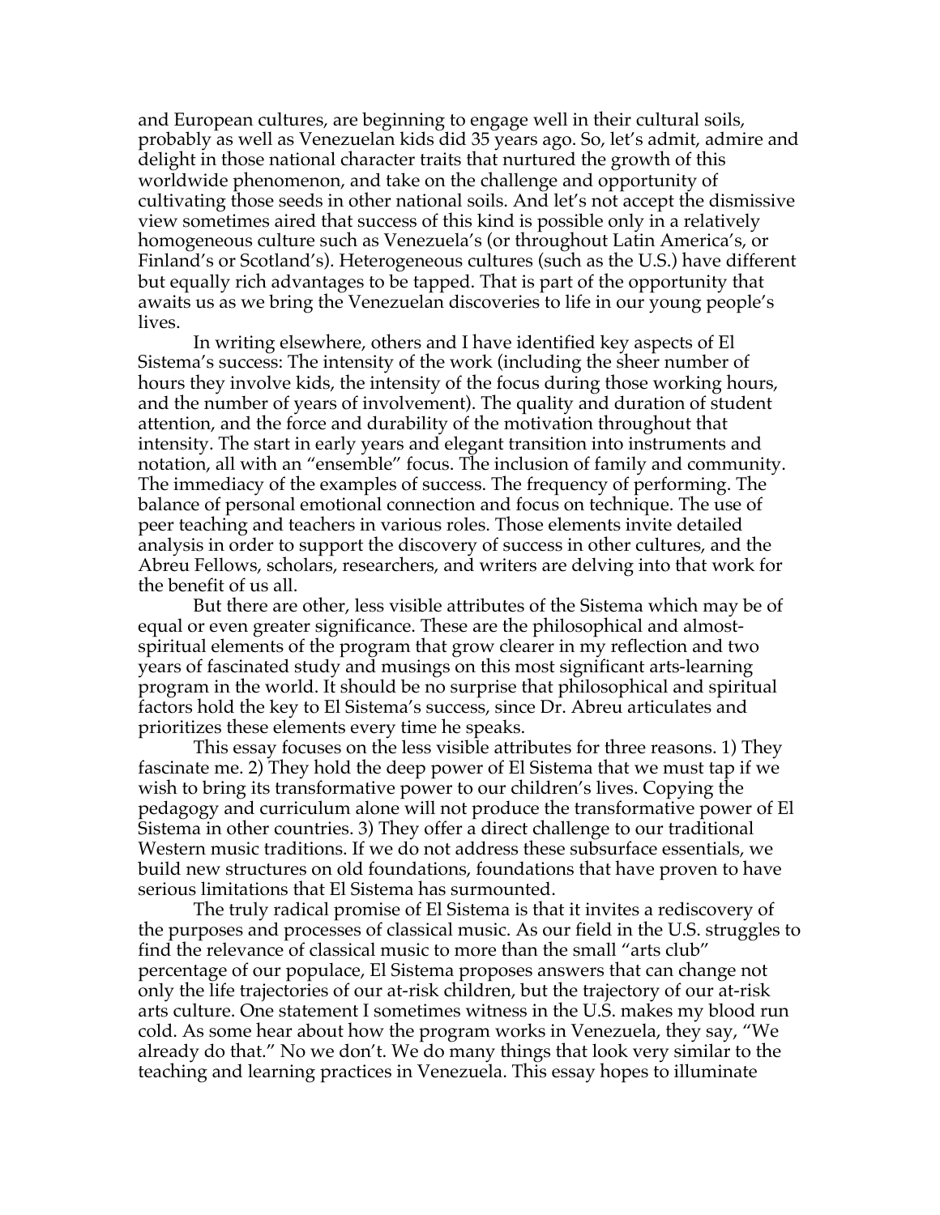and European cultures, are beginning to engage well in their cultural soils, probably as well as Venezuelan kids did 35 years ago. So, let's admit, admire and delight in those national character traits that nurtured the growth of this worldwide phenomenon, and take on the challenge and opportunity of cultivating those seeds in other national soils. And let's not accept the dismissive view sometimes aired that success of this kind is possible only in a relatively homogeneous culture such as Venezuela's (or throughout Latin America's, or Finland's or Scotland's). Heterogeneous cultures (such as the U.S.) have different but equally rich advantages to be tapped. That is part of the opportunity that awaits us as we bring the Venezuelan discoveries to life in our young people's lives.

In writing elsewhere, others and I have identified key aspects of El Sistema's success: The intensity of the work (including the sheer number of hours they involve kids, the intensity of the focus during those working hours, and the number of years of involvement). The quality and duration of student attention, and the force and durability of the motivation throughout that intensity. The start in early years and elegant transition into instruments and notation, all with an "ensemble" focus. The inclusion of family and community. The immediacy of the examples of success. The frequency of performing. The balance of personal emotional connection and focus on technique. The use of peer teaching and teachers in various roles. Those elements invite detailed analysis in order to support the discovery of success in other cultures, and the Abreu Fellows, scholars, researchers, and writers are delving into that work for the benefit of us all.

But there are other, less visible attributes of the Sistema which may be of equal or even greater significance. These are the philosophical and almost-spiritual elements of the program that grow clearer in my reflection and two years of fascinated study and musings on this most significant arts-learning program in the world. It should be no surprise that philosophical and spiritual factors hold the key to El Sistema's success, since Dr. Abreu articulates and prioritizes these elements every time he speaks.

This essay focuses on the less visible attributes for three reasons. 1) They fascinate me. 2) They hold the deep power of El Sistema that we must tap if we wish to bring its transformative power to our children's lives. Copying the pedagogy and curriculum alone will not produce the transformative power of El Sistema in other countries. 3) They offer a direct challenge to our traditional Western music traditions. If we do not address these subsurface essentials, we build new structures on old foundations, foundations that have proven to have serious limitations that El Sistema has surmounted.

The truly radical promise of El Sistema is that it invites a rediscovery of the purposes and processes of classical music. As our field in the U.S. struggles to find the relevance of classical music to more than the small "arts club" percentage of our populace, El Sistema proposes answers that can change not only the life trajectories of our at-risk children, but the trajectory of our at-risk arts culture. One statement I sometimes witness in the U.S. makes my blood run cold. As some hear about how the program works in Venezuela, they say, "We already do that." No we don't. We do many things that look very similar to the teaching and learning practices in Venezuela. This essay hopes to illuminate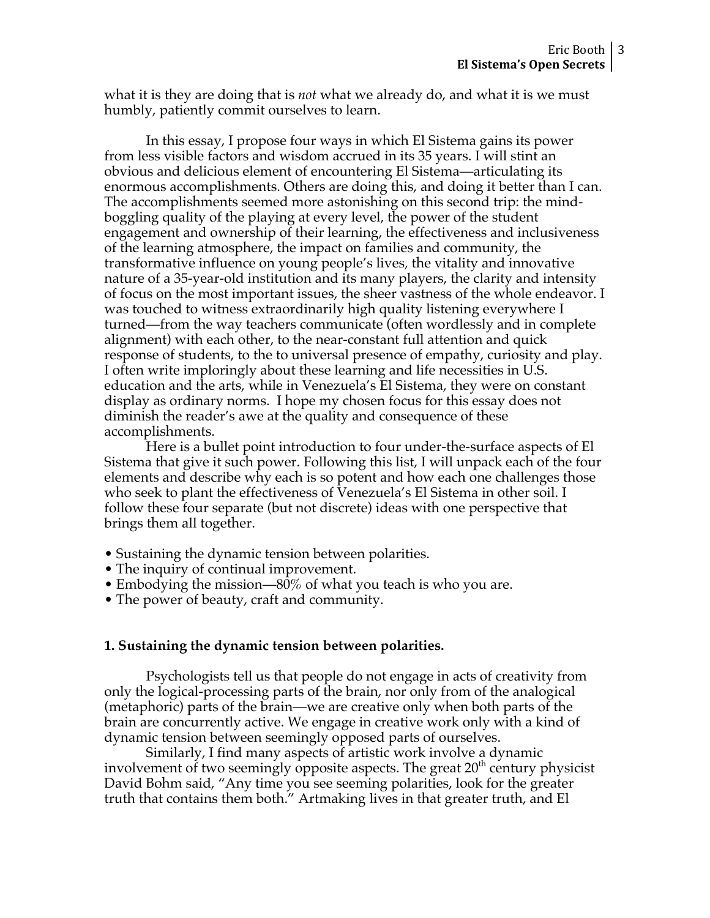what it is they are doing that is *not* what we already do, and what it is we must humbly, patiently commit ourselves to learn.

In this essay, I propose four ways in which El Sistema gains its power from less visible factors and wisdom accrued in its 35 years. I will stint an obvious and delicious element of encountering El Sistema—articulating its enormous accomplishments. Others are doing this, and doing it better than I can. The accomplishments seemed more astonishing on this second trip: the mind-boggling quality of the playing at every level, the power of the student engagement and ownership of their learning, the effectiveness and inclusiveness of the learning atmosphere, the impact on families and community, the transformative influence on young people's lives, the vitality and innovative nature of a 35-year-old institution and its many players, the clarity and intensity of focus on the most important issues, the sheer vastness of the whole endeavor. I was touched to witness extraordinarily high quality listening everywhere I turned—from the way teachers communicate (often wordlessly and in complete alignment) with each other, to the near-constant full attention and quick response of students, to the to universal presence of empathy, curiosity and play. I often write imploringly about these learning and life necessities in U.S. education and the arts, while in Venezuela's El Sistema, they were on constant display as ordinary norms. I hope my chosen focus for this essay does not diminish the reader's awe at the quality and consequence of these accomplishments.

Here is a bullet point introduction to four under-the-surface aspects of El Sistema that give it such power. Following this list, I will unpack each of the four elements and describe why each is so potent and how each one challenges those who seek to plant the effectiveness of Venezuela's El Sistema in other soil. I follow these four separate (but not discrete) ideas with one perspective that brings them all together.

- Sustaining the dynamic tension between polarities.
- The inquiry of continual improvement.
- Embodying the mission—80% of what you teach is who you are.
- The power of beauty, craft and community.

**1. Sustaining the dynamic tension between polarities.**

Psychologists tell us that people do not engage in acts of creativity from only the logical-processing parts of the brain, nor only from of the analogical (metaphoric) parts of the brain—we are creative only when both parts of the brain are concurrently active. We engage in creative work only with a kind of dynamic tension between seemingly opposed parts of ourselves.

Similarly, I find many aspects of artistic work involve a dynamic involvement of two seemingly opposite aspects. The great 20th century physicist David Bohm said, "Any time you see seeming polarities, look for the greater truth that contains them both." Artmaking lives in that greater truth, and El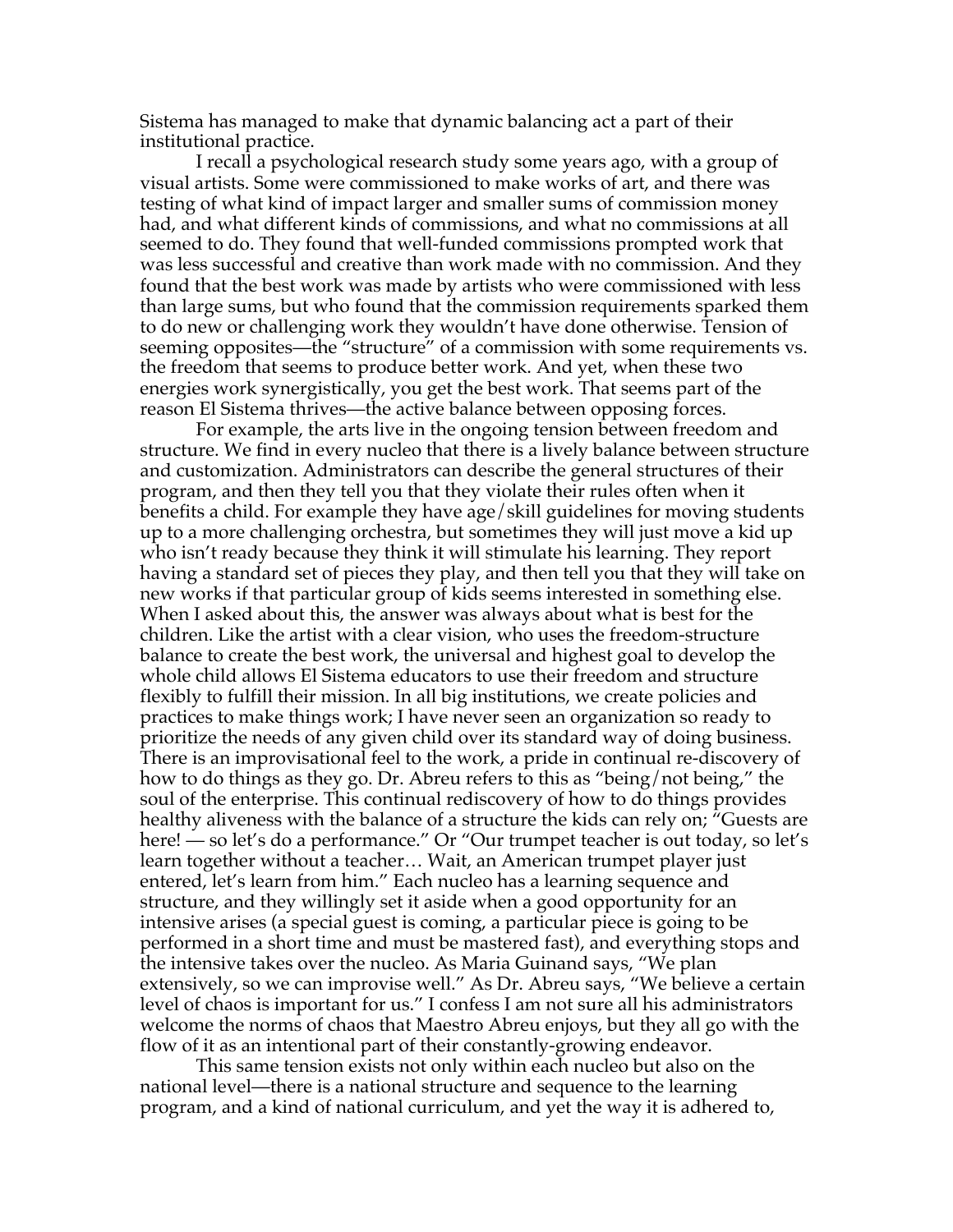Sistema has managed to make that dynamic balancing act a part of their institutional practice.

I recall a psychological research study some years ago, with a group of visual artists. Some were commissioned to make works of art, and there was testing of what kind of impact larger and smaller sums of commission money had, and what different kinds of commissions, and what no commissions at all seemed to do. They found that well-funded commissions prompted work that was less successful and creative than work made with no commission. And they found that the best work was made by artists who were commissioned with less than large sums, but who found that the commission requirements sparked them to do new or challenging work they wouldn't have done otherwise. Tension of seeming opposites—the "structure" of a commission with some requirements vs. the freedom that seems to produce better work. And yet, when these two energies work synergistically, you get the best work. That seems part of the reason El Sistema thrives—the active balance between opposing forces.

For example, the arts live in the ongoing tension between freedom and structure. We find in every nucleo that there is a lively balance between structure and customization. Administrators can describe the general structures of their program, and then they tell you that they violate their rules often when it benefits a child. For example they have age/skill guidelines for moving students up to a more challenging orchestra, but sometimes they will just move a kid up who isn't ready because they think it will stimulate his learning. They report having a standard set of pieces they play, and then tell you that they will take on new works if that particular group of kids seems interested in something else. When I asked about this, the answer was always about what is best for the children. Like the artist with a clear vision, who uses the freedom-structure balance to create the best work, the universal and highest goal to develop the whole child allows El Sistema educators to use their freedom and structure flexibly to fulfill their mission. In all big institutions, we create policies and practices to make things work; I have never seen an organization so ready to prioritize the needs of any given child over its standard way of doing business. There is an improvisational feel to the work, a pride in continual re-discovery of how to do things as they go. Dr. Abreu refers to this as "being/not being," the soul of the enterprise. This continual rediscovery of how to do things provides healthy aliveness with the balance of a structure the kids can rely on; "Guests are here! — so let's do a performance." Or "Our trumpet teacher is out today, so let's learn together without a teacher… Wait, an American trumpet player just entered, let's learn from him." Each nucleo has a learning sequence and structure, and they willingly set it aside when a good opportunity for an intensive arises (a special guest is coming, a particular piece is going to be performed in a short time and must be mastered fast), and everything stops and the intensive takes over the nucleo. As Maria Guinand says, "We plan extensively, so we can improvise well." As Dr. Abreu says, "We believe a certain level of chaos is important for us." I confess I am not sure all his administrators welcome the norms of chaos that Maestro Abreu enjoys, but they all go with the flow of it as an intentional part of their constantly-growing endeavor.

This same tension exists not only within each nucleo but also on the national level—there is a national structure and sequence to the learning program, and a kind of national curriculum, and yet the way it is adhered to,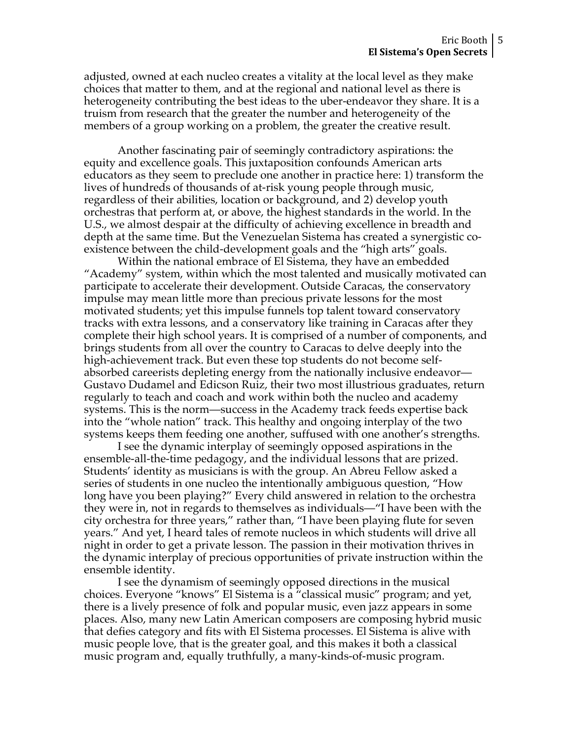adjusted, owned at each nucleo creates a vitality at the local level as they make choices that matter to them, and at the regional and national level as there is heterogeneity contributing the best ideas to the uber-endeavor they share. It is a truism from research that the greater the number and heterogeneity of the members of a group working on a problem, the greater the creative result.

Another fascinating pair of seemingly contradictory aspirations: the equity and excellence goals. This juxtaposition confounds American arts educators as they seem to preclude one another in practice here: 1) transform the lives of hundreds of thousands of at-risk young people through music, regardless of their abilities, location or background, and 2) develop youth orchestras that perform at, or above, the highest standards in the world. In the U.S., we almost despair at the difficulty of achieving excellence in breadth and depth at the same time. But the Venezuelan Sistema has created a synergistic co-existence between the child-development goals and the "high arts" goals.

Within the national embrace of El Sistema, they have an embedded "Academy" system, within which the most talented and musically motivated can participate to accelerate their development. Outside Caracas, the conservatory impulse may mean little more than precious private lessons for the most motivated students; yet this impulse funnels top talent toward conservatory tracks with extra lessons, and a conservatory like training in Caracas after they complete their high school years. It is comprised of a number of components, and brings students from all over the country to Caracas to delve deeply into the high-achievement track. But even these top students do not become self-absorbed careerists depleting energy from the nationally inclusive endeavor—Gustavo Dudamel and Edicson Ruiz, their two most illustrious graduates, return regularly to teach and coach and work within both the nucleo and academy systems. This is the norm—success in the Academy track feeds expertise back into the "whole nation" track. This healthy and ongoing interplay of the two systems keeps them feeding one another, suffused with one another's strengths.

I see the dynamic interplay of seemingly opposed aspirations in the ensemble-all-the-time pedagogy, and the individual lessons that are prized. Students' identity as musicians is with the group. An Abreu Fellow asked a series of students in one nucleo the intentionally ambiguous question, "How long have you been playing?" Every child answered in relation to the orchestra they were in, not in regards to themselves as individuals—"I have been with the city orchestra for three years," rather than, "I have been playing flute for seven years." And yet, I heard tales of remote nucleos in which students will drive all night in order to get a private lesson. The passion in their motivation thrives in the dynamic interplay of precious opportunities of private instruction within the ensemble identity.

I see the dynamism of seemingly opposed directions in the musical choices. Everyone "knows" El Sistema is a "classical music" program; and yet, there is a lively presence of folk and popular music, even jazz appears in some places. Also, many new Latin American composers are composing hybrid music that defies category and fits with El Sistema processes. El Sistema is alive with music people love, that is the greater goal, and this makes it both a classical music program and, equally truthfully, a many-kinds-of-music program.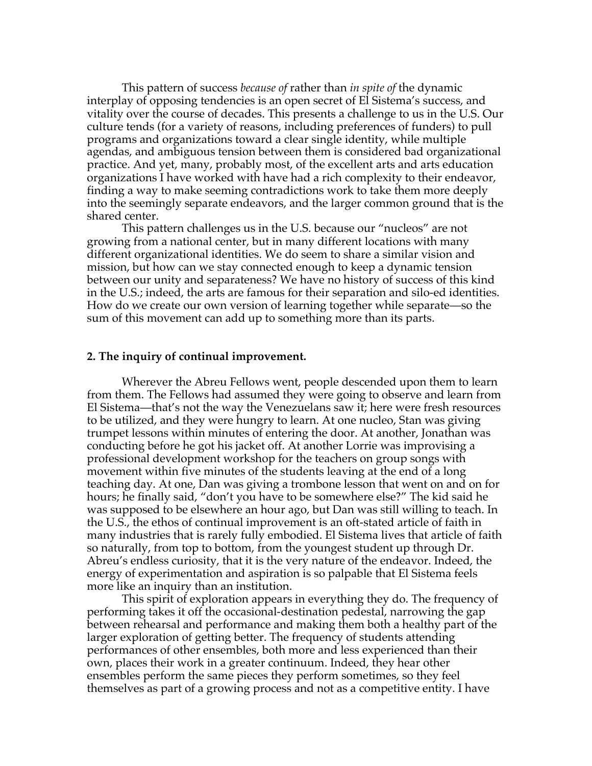This pattern of success *because of* rather than *in spite of* the dynamic interplay of opposing tendencies is an open secret of El Sistema's success, and vitality over the course of decades. This presents a challenge to us in the U.S. Our culture tends (for a variety of reasons, including preferences of funders) to pull programs and organizations toward a clear single identity, while multiple agendas, and ambiguous tension between them is considered bad organizational practice. And yet, many, probably most, of the excellent arts and arts education organizations I have worked with have had a rich complexity to their endeavor, finding a way to make seeming contradictions work to take them more deeply into the seemingly separate endeavors, and the larger common ground that is the shared center.

This pattern challenges us in the U.S. because our "nucleos" are not growing from a national center, but in many different locations with many different organizational identities. We do seem to share a similar vision and mission, but how can we stay connected enough to keep a dynamic tension between our unity and separateness? We have no history of success of this kind in the U.S.; indeed, the arts are famous for their separation and silo-ed identities. How do we create our own version of learning together while separate—so the sum of this movement can add up to something more than its parts.

**2. The inquiry of continual improvement.**

Wherever the Abreu Fellows went, people descended upon them to learn from them. The Fellows had assumed they were going to observe and learn from El Sistema—that's not the way the Venezuelans saw it; here were fresh resources to be utilized, and they were hungry to learn. At one nucleo, Stan was giving trumpet lessons within minutes of entering the door. At another, Jonathan was conducting before he got his jacket off. At another Lorrie was improvising a professional development workshop for the teachers on group songs with movement within five minutes of the students leaving at the end of a long teaching day. At one, Dan was giving a trombone lesson that went on and on for hours; he finally said, "don't you have to be somewhere else?" The kid said he was supposed to be elsewhere an hour ago, but Dan was still willing to teach. In the U.S., the ethos of continual improvement is an oft-stated article of faith in many industries that is rarely fully embodied. El Sistema lives that article of faith so naturally, from top to bottom, from the youngest student up through Dr. Abreu's endless curiosity, that it is the very nature of the endeavor. Indeed, the energy of experimentation and aspiration is so palpable that El Sistema feels more like an inquiry than an institution.

This spirit of exploration appears in everything they do. The frequency of performing takes it off the occasional-destination pedestal, narrowing the gap between rehearsal and performance and making them both a healthy part of the larger exploration of getting better. The frequency of students attending performances of other ensembles, both more and less experienced than their own, places their work in a greater continuum. Indeed, they hear other ensembles perform the same pieces they perform sometimes, so they feel themselves as part of a growing process and not as a competitive entity. I have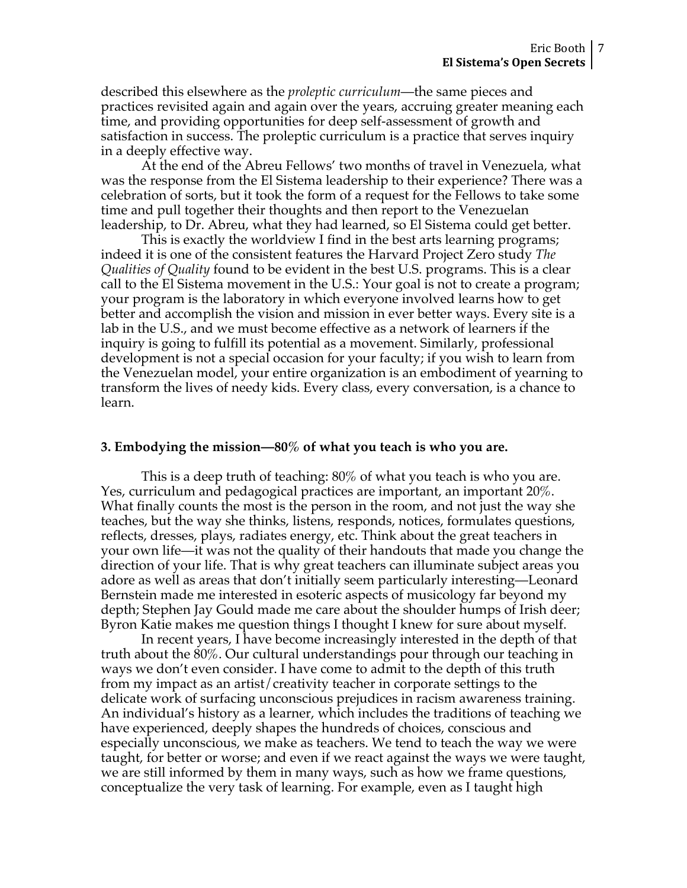described this elsewhere as the *proleptic curriculum*—the same pieces and practices revisited again and again over the years, accruing greater meaning each time, and providing opportunities for deep self-assessment of growth and satisfaction in success. The proleptic curriculum is a practice that serves inquiry in a deeply effective way.

At the end of the Abreu Fellows' two months of travel in Venezuela, what was the response from the El Sistema leadership to their experience? There was a celebration of sorts, but it took the form of a request for the Fellows to take some time and pull together their thoughts and then report to the Venezuelan leadership, to Dr. Abreu, what they had learned, so El Sistema could get better.

This is exactly the worldview I find in the best arts learning programs; indeed it is one of the consistent features the Harvard Project Zero study *The Qualities of Quality* found to be evident in the best U.S. programs. This is a clear call to the El Sistema movement in the U.S.: Your goal is not to create a program; your program is the laboratory in which everyone involved learns how to get better and accomplish the vision and mission in ever better ways. Every site is a lab in the U.S., and we must become effective as a network of learners if the inquiry is going to fulfill its potential as a movement. Similarly, professional development is not a special occasion for your faculty; if you wish to learn from the Venezuelan model, your entire organization is an embodiment of yearning to transform the lives of needy kids. Every class, every conversation, is a chance to learn.

### 3. Embodying the mission—80% of what you teach is who you are.

This is a deep truth of teaching: 80% of what you teach is who you are. Yes, curriculum and pedagogical practices are important, an important 20%. What finally counts the most is the person in the room, and not just the way she teaches, but the way she thinks, listens, responds, notices, formulates questions, reflects, dresses, plays, radiates energy, etc. Think about the great teachers in your own life—it was not the quality of their handouts that made you change the direction of your life. That is why great teachers can illuminate subject areas you adore as well as areas that don't initially seem particularly interesting—Leonard Bernstein made me interested in esoteric aspects of musicology far beyond my depth; Stephen Jay Gould made me care about the shoulder humps of Irish deer; Byron Katie makes me question things I thought I knew for sure about myself.

In recent years, I have become increasingly interested in the depth of that truth about the 80%. Our cultural understandings pour through our teaching in ways we don't even consider. I have come to admit to the depth of this truth from my impact as an artist/creativity teacher in corporate settings to the delicate work of surfacing unconscious prejudices in racism awareness training. An individual's history as a learner, which includes the traditions of teaching we have experienced, deeply shapes the hundreds of choices, conscious and especially unconscious, we make as teachers. We tend to teach the way we were taught, for better or worse; and even if we react against the ways we were taught, we are still informed by them in many ways, such as how we frame questions, conceptualize the very task of learning. For example, even as I taught high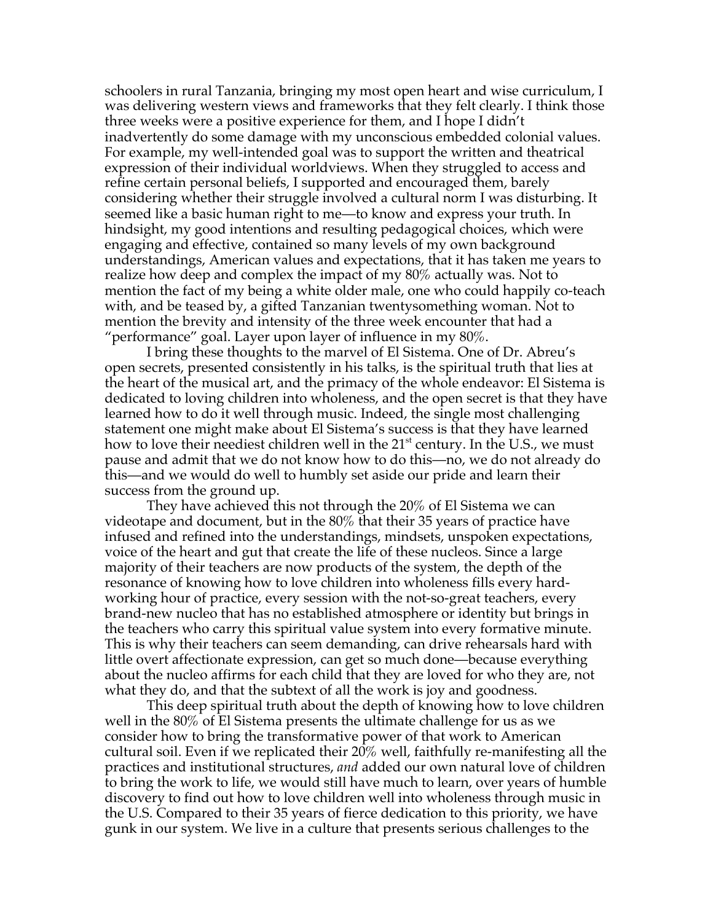schoolers in rural Tanzania, bringing my most open heart and wise curriculum, I was delivering western views and frameworks that they felt clearly. I think those three weeks were a positive experience for them, and I hope I didn't inadvertently do some damage with my unconscious embedded colonial values. For example, my well-intended goal was to support the written and theatrical expression of their individual worldviews. When they struggled to access and refine certain personal beliefs, I supported and encouraged them, barely considering whether their struggle involved a cultural norm I was disturbing. It seemed like a basic human right to me—to know and express your truth. In hindsight, my good intentions and resulting pedagogical choices, which were engaging and effective, contained so many levels of my own background understandings, American values and expectations, that it has taken me years to realize how deep and complex the impact of my 80% actually was. Not to mention the fact of my being a white older male, one who could happily co-teach with, and be teased by, a gifted Tanzanian twentysomething woman. Not to mention the brevity and intensity of the three week encounter that had a "performance" goal. Layer upon layer of influence in my 80%.

I bring these thoughts to the marvel of El Sistema. One of Dr. Abreu's open secrets, presented consistently in his talks, is the spiritual truth that lies at the heart of the musical art, and the primacy of the whole endeavor: El Sistema is dedicated to loving children into wholeness, and the open secret is that they have learned how to do it well through music. Indeed, the single most challenging statement one might make about El Sistema's success is that they have learned how to love their neediest children well in the 21st century. In the U.S., we must pause and admit that we do not know how to do this—no, we do not already do this—and we would do well to humbly set aside our pride and learn their success from the ground up.

They have achieved this not through the 20% of El Sistema we can videotape and document, but in the 80% that their 35 years of practice have infused and refined into the understandings, mindsets, unspoken expectations, voice of the heart and gut that create the life of these nucleos. Since a large majority of their teachers are now products of the system, the depth of the resonance of knowing how to love children into wholeness fills every hard-working hour of practice, every session with the not-so-great teachers, every brand-new nucleo that has no established atmosphere or identity but brings in the teachers who carry this spiritual value system into every formative minute. This is why their teachers can seem demanding, can drive rehearsals hard with little overt affectionate expression, can get so much done—because everything about the nucleo affirms for each child that they are loved for who they are, not what they do, and that the subtext of all the work is joy and goodness.

This deep spiritual truth about the depth of knowing how to love children well in the 80% of El Sistema presents the ultimate challenge for us as we consider how to bring the transformative power of that work to American cultural soil. Even if we replicated their 20% well, faithfully re-manifesting all the practices and institutional structures, *and* added our own natural love of children to bring the work to life, we would still have much to learn, over years of humble discovery to find out how to love children well into wholeness through music in the U.S. Compared to their 35 years of fierce dedication to this priority, we have gunk in our system. We live in a culture that presents serious challenges to the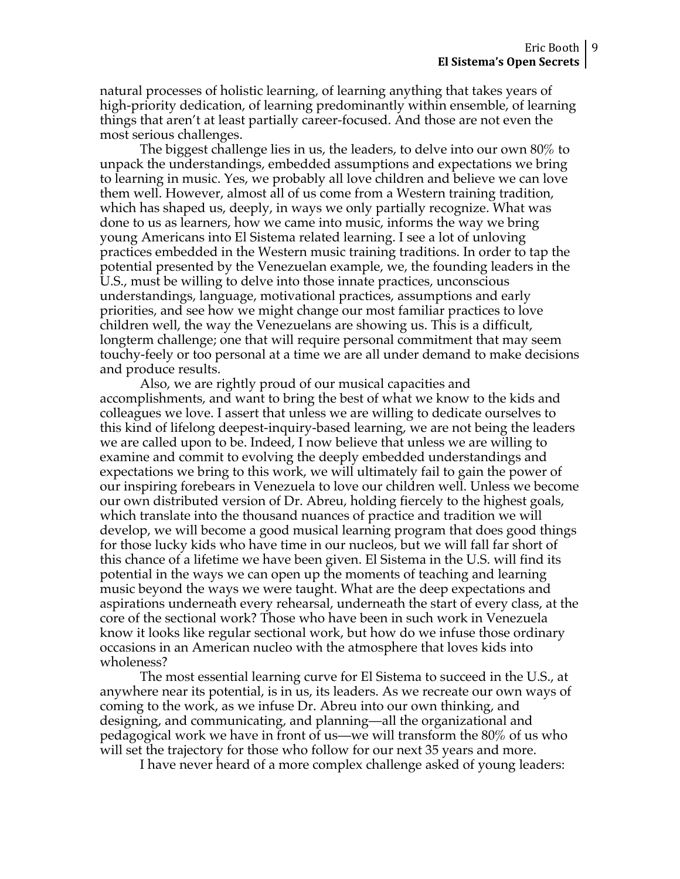natural processes of holistic learning, of learning anything that takes years of high-priority dedication, of learning predominantly within ensemble, of learning things that aren't at least partially career-focused. And those are not even the most serious challenges.

The biggest challenge lies in us, the leaders, to delve into our own 80% to unpack the understandings, embedded assumptions and expectations we bring to learning in music. Yes, we probably all love children and believe we can love them well. However, almost all of us come from a Western training tradition, which has shaped us, deeply, in ways we only partially recognize. What was done to us as learners, how we came into music, informs the way we bring young Americans into El Sistema related learning. I see a lot of unloving practices embedded in the Western music training traditions. In order to tap the potential presented by the Venezuelan example, we, the founding leaders in the U.S., must be willing to delve into those innate practices, unconscious understandings, language, motivational practices, assumptions and early priorities, and see how we might change our most familiar practices to love children well, the way the Venezuelans are showing us. This is a difficult, longterm challenge; one that will require personal commitment that may seem touchy-feely or too personal at a time we are all under demand to make decisions and produce results.

Also, we are rightly proud of our musical capacities and accomplishments, and want to bring the best of what we know to the kids and colleagues we love. I assert that unless we are willing to dedicate ourselves to this kind of lifelong deepest-inquiry-based learning, we are not being the leaders we are called upon to be. Indeed, I now believe that unless we are willing to examine and commit to evolving the deeply embedded understandings and expectations we bring to this work, we will ultimately fail to gain the power of our inspiring forebears in Venezuela to love our children well. Unless we become our own distributed version of Dr. Abreu, holding fiercely to the highest goals, which translate into the thousand nuances of practice and tradition we will develop, we will become a good musical learning program that does good things for those lucky kids who have time in our nucleos, but we will fall far short of this chance of a lifetime we have been given. El Sistema in the U.S. will find its potential in the ways we can open up the moments of teaching and learning music beyond the ways we were taught. What are the deep expectations and aspirations underneath every rehearsal, underneath the start of every class, at the core of the sectional work? Those who have been in such work in Venezuela know it looks like regular sectional work, but how do we infuse those ordinary occasions in an American nucleo with the atmosphere that loves kids into wholeness?

The most essential learning curve for El Sistema to succeed in the U.S., at anywhere near its potential, is in us, its leaders. As we recreate our own ways of coming to the work, as we infuse Dr. Abreu into our own thinking, and designing, and communicating, and planning—all the organizational and pedagogical work we have in front of us—we will transform the 80% of us who will set the trajectory for those who follow for our next 35 years and more.

I have never heard of a more complex challenge asked of young leaders: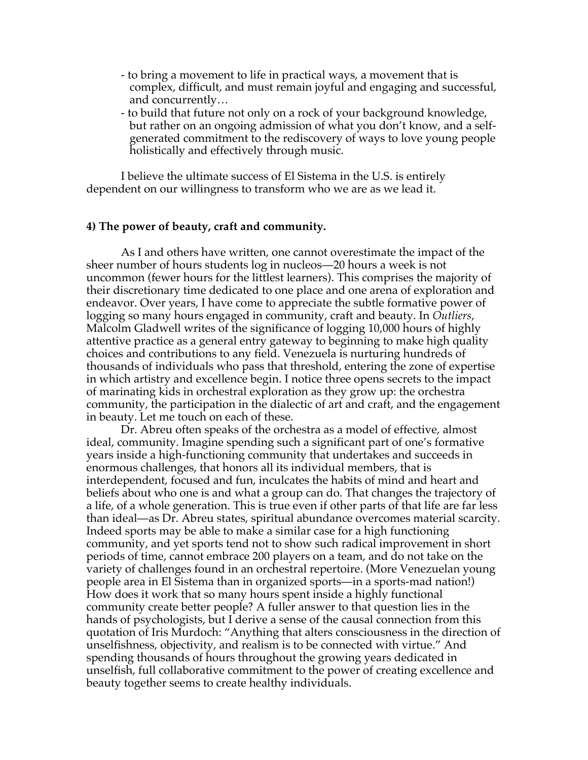- to bring a movement to life in practical ways, a movement that is complex, difficult, and must remain joyful and engaging and successful, and concurrently…
- to build that future not only on a rock of your background knowledge, but rather on an ongoing admission of what you don't know, and a self-generated commitment to the rediscovery of ways to love young people holistically and effectively through music.

I believe the ultimate success of El Sistema in the U.S. is entirely dependent on our willingness to transform who we are as we lead it.

**4) The power of beauty, craft and community.**

As I and others have written, one cannot overestimate the impact of the sheer number of hours students log in nucleos—20 hours a week is not uncommon (fewer hours for the littlest learners). This comprises the majority of their discretionary time dedicated to one place and one arena of exploration and endeavor. Over years, I have come to appreciate the subtle formative power of logging so many hours engaged in community, craft and beauty. In *Outliers*, Malcolm Gladwell writes of the significance of logging 10,000 hours of highly attentive practice as a general entry gateway to beginning to make high quality choices and contributions to any field. Venezuela is nurturing hundreds of thousands of individuals who pass that threshold, entering the zone of expertise in which artistry and excellence begin. I notice three opens secrets to the impact of marinating kids in orchestral exploration as they grow up: the orchestra community, the participation in the dialectic of art and craft, and the engagement in beauty. Let me touch on each of these.

Dr. Abreu often speaks of the orchestra as a model of effective, almost ideal, community. Imagine spending such a significant part of one's formative years inside a high-functioning community that undertakes and succeeds in enormous challenges, that honors all its individual members, that is interdependent, focused and fun, inculcates the habits of mind and heart and beliefs about who one is and what a group can do. That changes the trajectory of a life, of a whole generation. This is true even if other parts of that life are far less than ideal—as Dr. Abreu states, spiritual abundance overcomes material scarcity. Indeed sports may be able to make a similar case for a high functioning community, and yet sports tend not to show such radical improvement in short periods of time, cannot embrace 200 players on a team, and do not take on the variety of challenges found in an orchestral repertoire. (More Venezuelan young people area in El Sistema than in organized sports—in a sports-mad nation!) How does it work that so many hours spent inside a highly functional community create better people? A fuller answer to that question lies in the hands of psychologists, but I derive a sense of the causal connection from this quotation of Iris Murdoch: "Anything that alters consciousness in the direction of unselfishness, objectivity, and realism is to be connected with virtue." And spending thousands of hours throughout the growing years dedicated in unselfish, full collaborative commitment to the power of creating excellence and beauty together seems to create healthy individuals.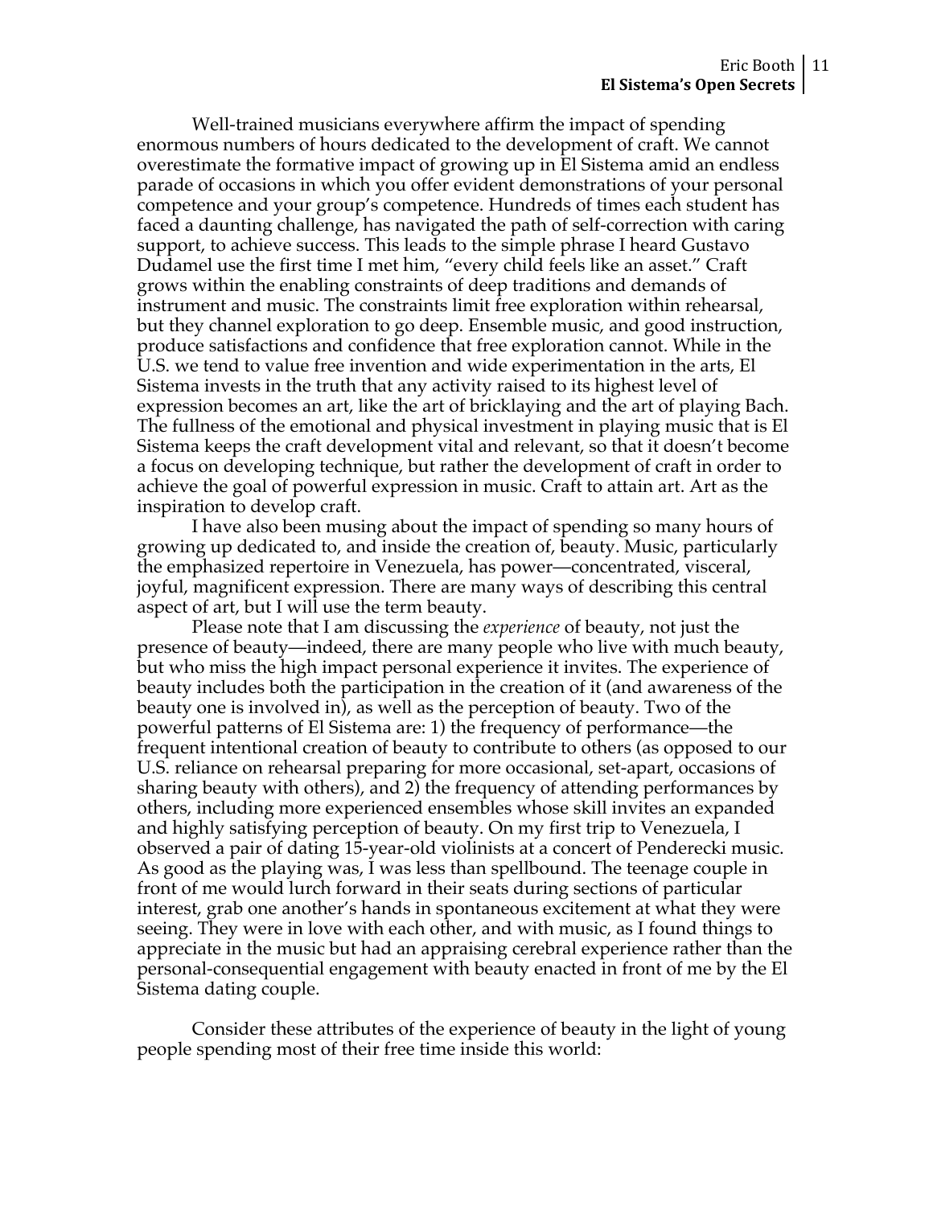Well-trained musicians everywhere affirm the impact of spending enormous numbers of hours dedicated to the development of craft. We cannot overestimate the formative impact of growing up in El Sistema amid an endless parade of occasions in which you offer evident demonstrations of your personal competence and your group's competence. Hundreds of times each student has faced a daunting challenge, has navigated the path of self-correction with caring support, to achieve success. This leads to the simple phrase I heard Gustavo Dudamel use the first time I met him, "every child feels like an asset." Craft grows within the enabling constraints of deep traditions and demands of instrument and music. The constraints limit free exploration within rehearsal, but they channel exploration to go deep. Ensemble music, and good instruction, produce satisfactions and confidence that free exploration cannot. While in the U.S. we tend to value free invention and wide experimentation in the arts, El Sistema invests in the truth that any activity raised to its highest level of expression becomes an art, like the art of bricklaying and the art of playing Bach. The fullness of the emotional and physical investment in playing music that is El Sistema keeps the craft development vital and relevant, so that it doesn't become a focus on developing technique, but rather the development of craft in order to achieve the goal of powerful expression in music. Craft to attain art. Art as the inspiration to develop craft.

I have also been musing about the impact of spending so many hours of growing up dedicated to, and inside the creation of, beauty. Music, particularly the emphasized repertoire in Venezuela, has power—concentrated, visceral, joyful, magnificent expression. There are many ways of describing this central aspect of art, but I will use the term beauty.

Please note that I am discussing the *experience* of beauty, not just the presence of beauty—indeed, there are many people who live with much beauty, but who miss the high impact personal experience it invites. The experience of beauty includes both the participation in the creation of it (and awareness of the beauty one is involved in), as well as the perception of beauty. Two of the powerful patterns of El Sistema are: 1) the frequency of performance—the frequent intentional creation of beauty to contribute to others (as opposed to our U.S. reliance on rehearsal preparing for more occasional, set-apart, occasions of sharing beauty with others), and 2) the frequency of attending performances by others, including more experienced ensembles whose skill invites an expanded and highly satisfying perception of beauty. On my first trip to Venezuela, I observed a pair of dating 15-year-old violinists at a concert of Penderecki music. As good as the playing was, I was less than spellbound. The teenage couple in front of me would lurch forward in their seats during sections of particular interest, grab one another's hands in spontaneous excitement at what they were seeing. They were in love with each other, and with music, as I found things to appreciate in the music but had an appraising cerebral experience rather than the personal-consequential engagement with beauty enacted in front of me by the El Sistema dating couple.

Consider these attributes of the experience of beauty in the light of young people spending most of their free time inside this world: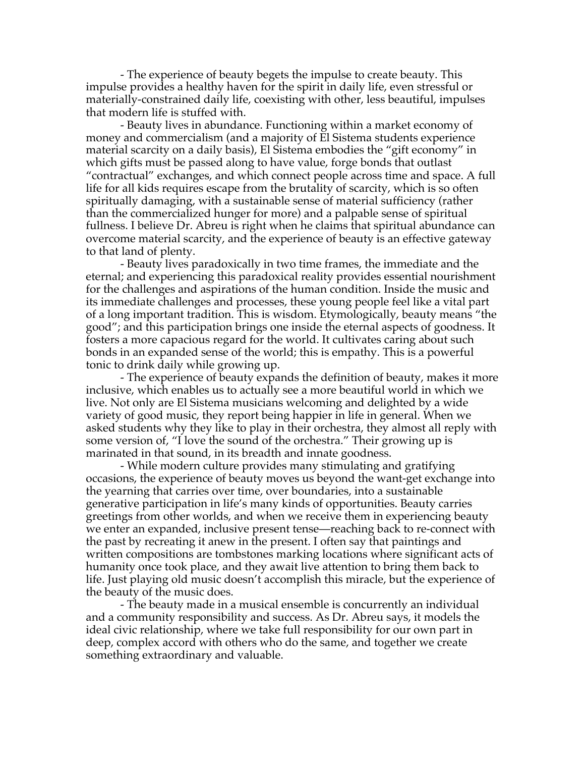- The experience of beauty begets the impulse to create beauty. This impulse provides a healthy haven for the spirit in daily life, even stressful or materially-constrained daily life, coexisting with other, less beautiful, impulses that modern life is stuffed with.

- Beauty lives in abundance. Functioning within a market economy of money and commercialism (and a majority of El Sistema students experience material scarcity on a daily basis), El Sistema embodies the "gift economy" in which gifts must be passed along to have value, forge bonds that outlast "contractual" exchanges, and which connect people across time and space. A full life for all kids requires escape from the brutality of scarcity, which is so often spiritually damaging, with a sustainable sense of material sufficiency (rather than the commercialized hunger for more) and a palpable sense of spiritual fullness. I believe Dr. Abreu is right when he claims that spiritual abundance can overcome material scarcity, and the experience of beauty is an effective gateway to that land of plenty.

- Beauty lives paradoxically in two time frames, the immediate and the eternal; and experiencing this paradoxical reality provides essential nourishment for the challenges and aspirations of the human condition. Inside the music and its immediate challenges and processes, these young people feel like a vital part of a long important tradition. This is wisdom. Etymologically, beauty means "the good"; and this participation brings one inside the eternal aspects of goodness. It fosters a more capacious regard for the world. It cultivates caring about such bonds in an expanded sense of the world; this is empathy. This is a powerful tonic to drink daily while growing up.

- The experience of beauty expands the definition of beauty, makes it more inclusive, which enables us to actually see a more beautiful world in which we live. Not only are El Sistema musicians welcoming and delighted by a wide variety of good music, they report being happier in life in general. When we asked students why they like to play in their orchestra, they almost all reply with some version of, "I love the sound of the orchestra." Their growing up is marinated in that sound, in its breadth and innate goodness.

- While modern culture provides many stimulating and gratifying occasions, the experience of beauty moves us beyond the want-get exchange into the yearning that carries over time, over boundaries, into a sustainable generative participation in life's many kinds of opportunities. Beauty carries greetings from other worlds, and when we receive them in experiencing beauty we enter an expanded, inclusive present tense—reaching back to re-connect with the past by recreating it anew in the present. I often say that paintings and written compositions are tombstones marking locations where significant acts of humanity once took place, and they await live attention to bring them back to life. Just playing old music doesn't accomplish this miracle, but the experience of the beauty of the music does.

- The beauty made in a musical ensemble is concurrently an individual and a community responsibility and success. As Dr. Abreu says, it models the ideal civic relationship, where we take full responsibility for our own part in deep, complex accord with others who do the same, and together we create something extraordinary and valuable.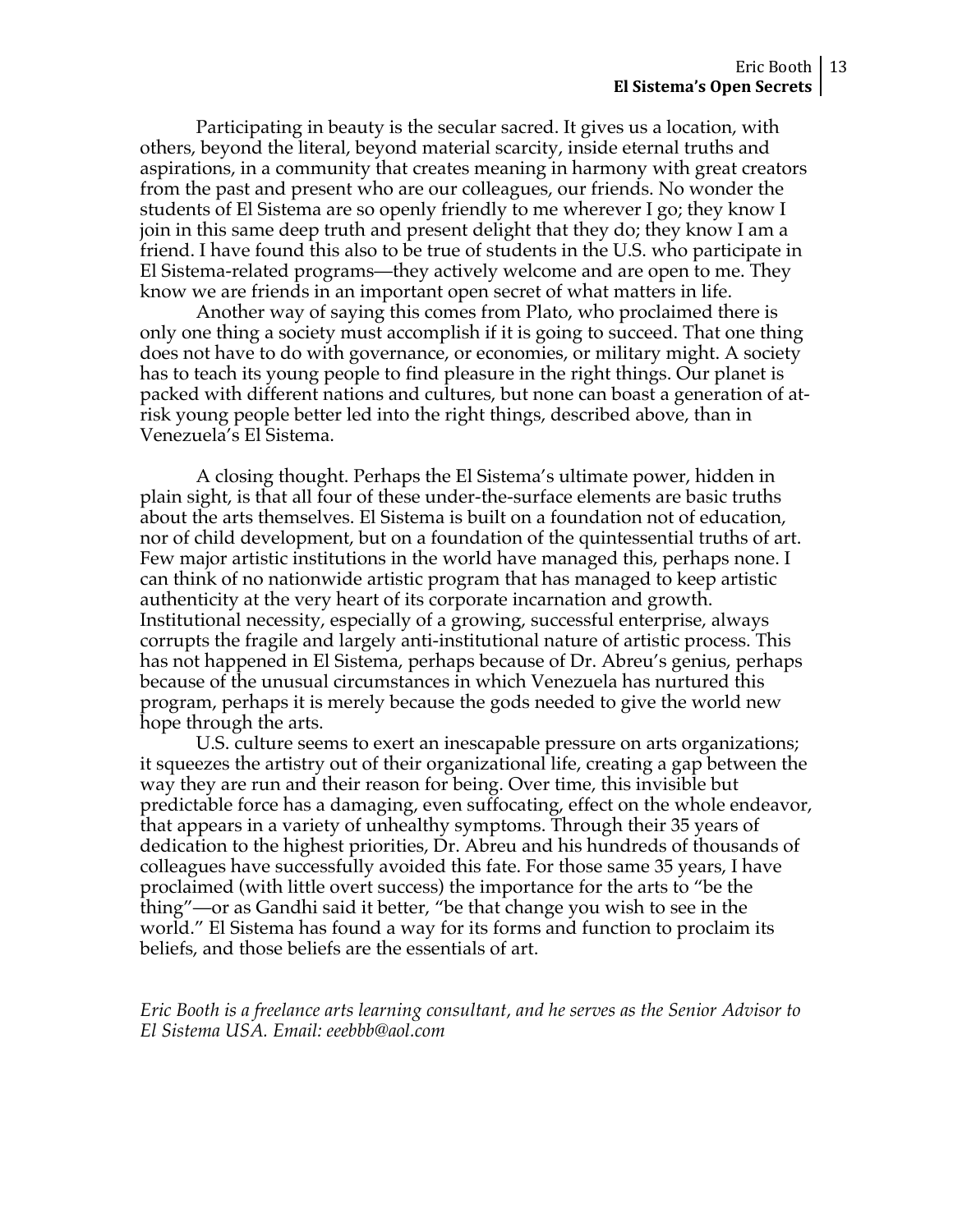Participating in beauty is the secular sacred. It gives us a location, with others, beyond the literal, beyond material scarcity, inside eternal truths and aspirations, in a community that creates meaning in harmony with great creators from the past and present who are our colleagues, our friends. No wonder the students of El Sistema are so openly friendly to me wherever I go; they know I join in this same deep truth and present delight that they do; they know I am a friend. I have found this also to be true of students in the U.S. who participate in El Sistema-related programs—they actively welcome and are open to me. They know we are friends in an important open secret of what matters in life.

Another way of saying this comes from Plato, who proclaimed there is only one thing a society must accomplish if it is going to succeed. That one thing does not have to do with governance, or economies, or military might. A society has to teach its young people to find pleasure in the right things. Our planet is packed with different nations and cultures, but none can boast a generation of at-risk young people better led into the right things, described above, than in Venezuela's El Sistema.

A closing thought. Perhaps the El Sistema's ultimate power, hidden in plain sight, is that all four of these under-the-surface elements are basic truths about the arts themselves. El Sistema is built on a foundation not of education, nor of child development, but on a foundation of the quintessential truths of art. Few major artistic institutions in the world have managed this, perhaps none. I can think of no nationwide artistic program that has managed to keep artistic authenticity at the very heart of its corporate incarnation and growth. Institutional necessity, especially of a growing, successful enterprise, always corrupts the fragile and largely anti-institutional nature of artistic process. This has not happened in El Sistema, perhaps because of Dr. Abreu's genius, perhaps because of the unusual circumstances in which Venezuela has nurtured this program, perhaps it is merely because the gods needed to give the world new hope through the arts.

U.S. culture seems to exert an inescapable pressure on arts organizations; it squeezes the artistry out of their organizational life, creating a gap between the way they are run and their reason for being. Over time, this invisible but predictable force has a damaging, even suffocating, effect on the whole endeavor, that appears in a variety of unhealthy symptoms. Through their 35 years of dedication to the highest priorities, Dr. Abreu and his hundreds of thousands of colleagues have successfully avoided this fate. For those same 35 years, I have proclaimed (with little overt success) the importance for the arts to "be the thing"—or as Gandhi said it better, "be that change you wish to see in the world." El Sistema has found a way for its forms and function to proclaim its beliefs, and those beliefs are the essentials of art.

*Eric Booth is a freelance arts learning consultant, and he serves as the Senior Advisor to El Sistema USA. Email: eeebbb@aol.com*